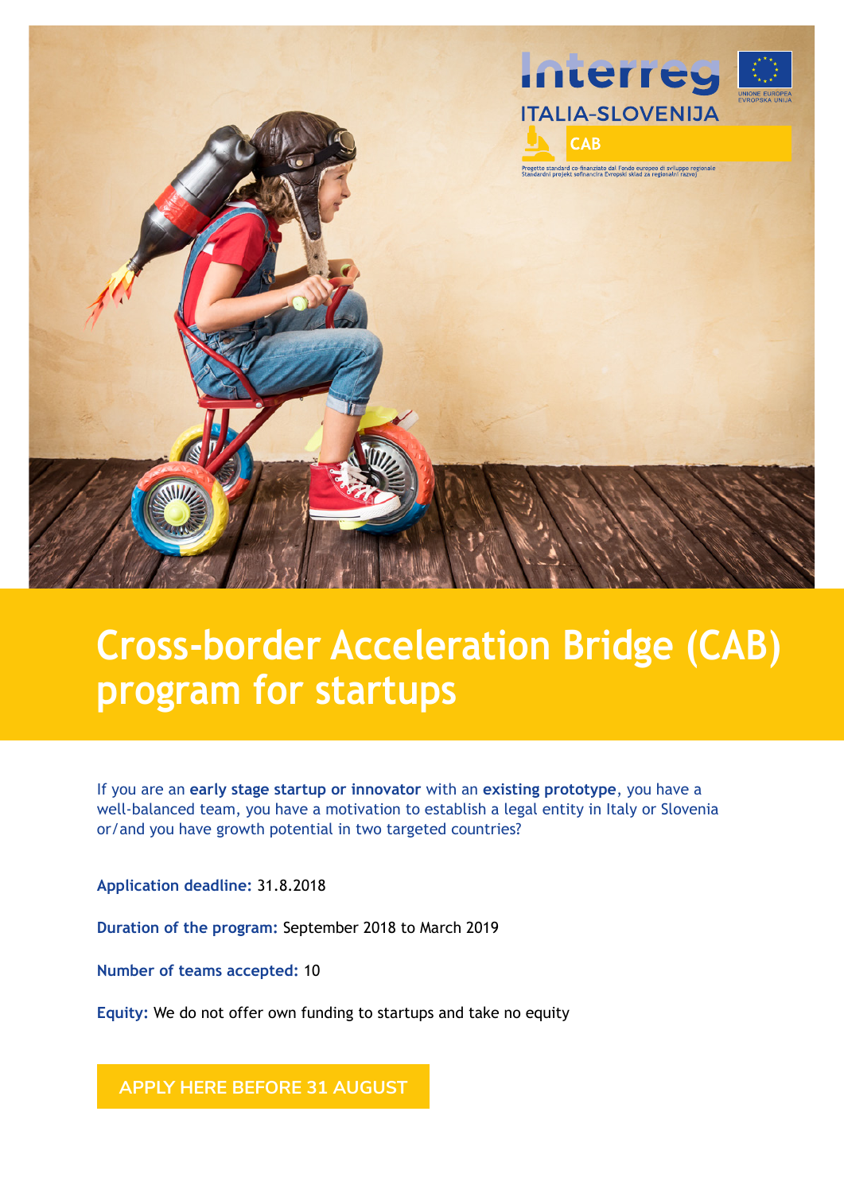Interreg

ITALIA-SLOVENIJA

CAB

UNIONE EUROPEA
EVROPSKA UNIJA

Progetto standard co finanziato dal Fondo europeo di sviluppo regionale
Standardni projekt sofinancira Evropski sklad za regionalni razvoj

# Cross-border Acceleration Bridge (CAB) program for startups

If you are an **early stage startup or innovator** with an **existing prototype**, you have a well-balanced team, you have a motivation to establish a legal entity in Italy or Slovenia or/and you have growth potential in two targeted countries?

**Application deadline:** 31.8.2018

**Duration of the program:** September 2018 to March 2019

**Number of teams accepted:** 10

**Equity:** We do not offer own funding to startups and take no equity

**APPLY HERE BEFORE 31 AUGUST**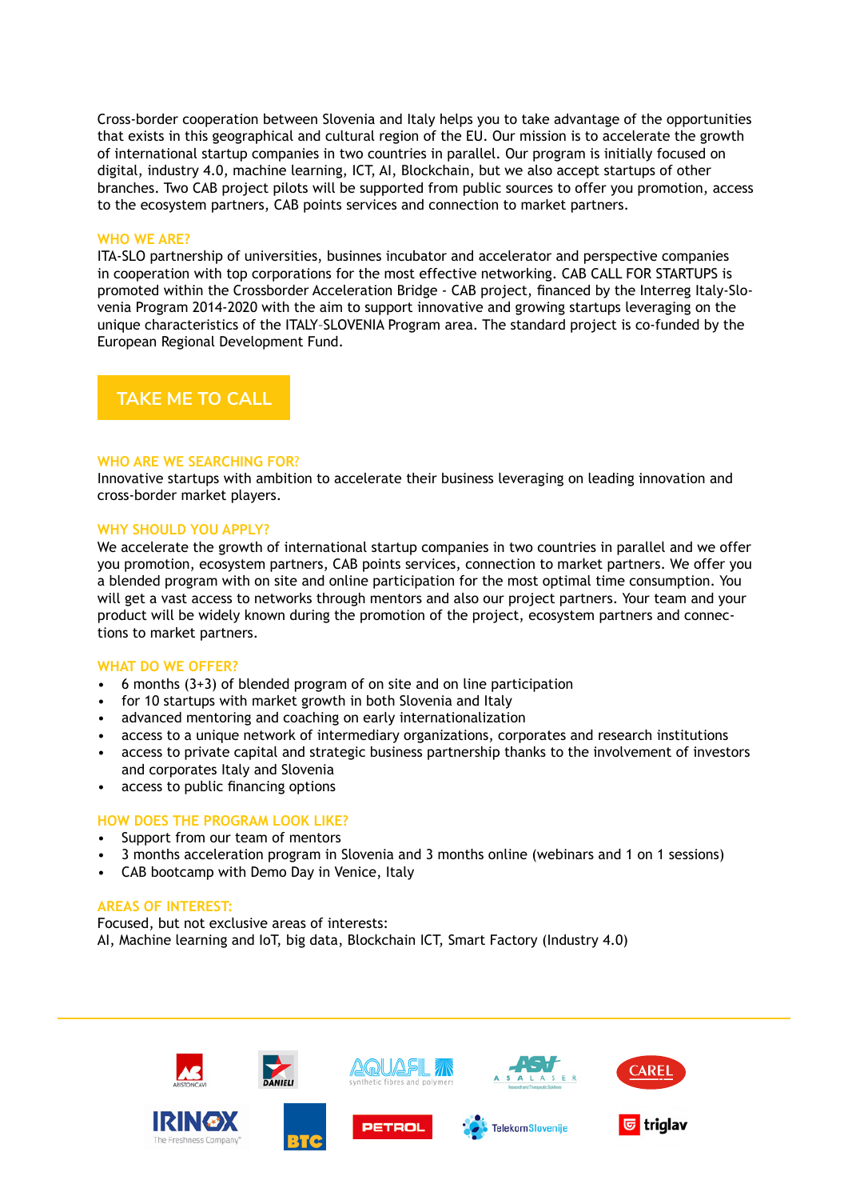Cross-border cooperation between Slovenia and Italy helps you to take advantage of the opportunities that exists in this geographical and cultural region of the EU. Our mission is to accelerate the growth of international startup companies in two countries in parallel. Our program is initially focused on digital, industry 4.0, machine learning, ICT, AI, Blockchain, but we also accept startups of other branches. Two CAB project pilots will be supported from public sources to offer you promotion, access to the ecosystem partners, CAB points services and connection to market partners.

## WHO WE ARE?

ITA-SLO partnership of universities, businnes incubator and accelerator and perspective companies in cooperation with top corporations for the most effective networking. CAB CALL FOR STARTUPS is promoted within the Crossborder Acceleration Bridge - CAB project, financed by the Interreg Italy-Slovenia Program 2014-2020 with the aim to support innovative and growing startups leveraging on the unique characteristics of the ITALY-SLOVENIA Program area. The standard project is co-funded by the European Regional Development Fund.

TAKE ME TO CALL

## WHO ARE WE SEARCHING FOR?

Innovative startups with ambition to accelerate their business leveraging on leading innovation and cross-border market players.

## WHY SHOULD YOU APPLY?

We accelerate the growth of international startup companies in two countries in parallel and we offer you promotion, ecosystem partners, CAB points services, connection to market partners. We offer you a blended program with on site and online participation for the most optimal time consumption. You will get a vast access to networks through mentors and also our project partners. Your team and your product will be widely known during the promotion of the project, ecosystem partners and connections to market partners.

## WHAT DO WE OFFER?

- 6 months (3+3) of blended program of on site and on line participation
- for 10 startups with market growth in both Slovenia and Italy
- advanced mentoring and coaching on early internationalization
- access to a unique network of intermediary organizations, corporates and research institutions
- access to private capital and strategic business partnership thanks to the involvement of investors and corporates Italy and Slovenia
- access to public financing options

## HOW DOES THE PROGRAM LOOK LIKE?

- Support from our team of mentors
- 3 months acceleration program in Slovenia and 3 months online (webinars and 1 on 1 sessions)
- CAB bootcamp with Demo Day in Venice, Italy

## AREAS OF INTEREST:

Focused, but not exclusive areas of interests:
AI, Machine learning and IoT, big data, Blockchain ICT, Smart Factory (Industry 4.0)